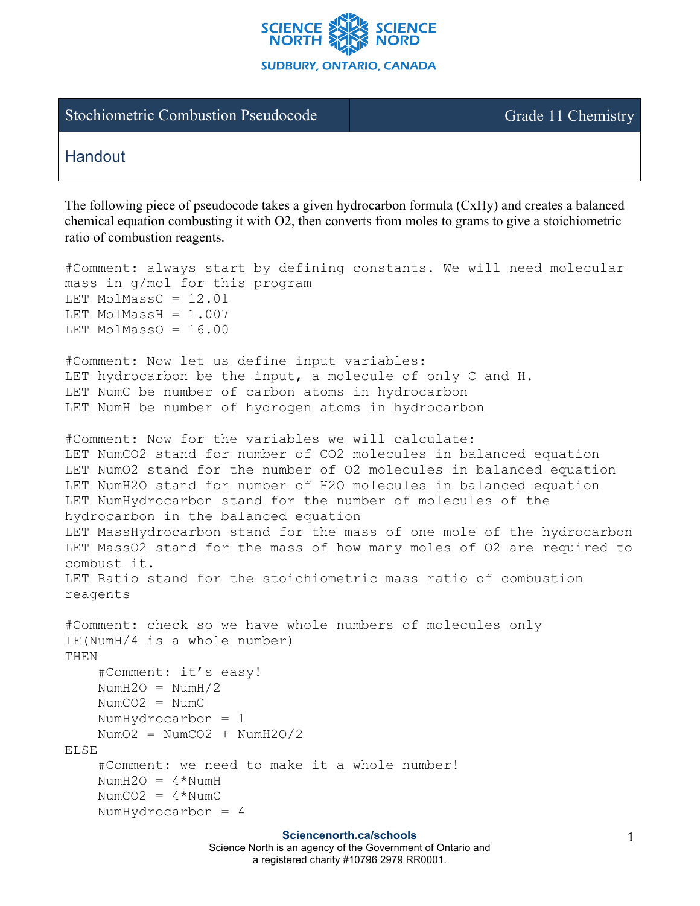Stochiometric Combustion Pseudocode | Grade 11 Chemistry

## Handout

The following piece of pseudocode takes a given hydrocarbon formula (CxHy) and creates a balanced chemical equation combusting it with O2, then converts from moles to grams to give a stoichiometric ratio of combustion reagents.

```
#Comment: always start by defining constants. We will need molecular
mass in g/mol for this program
LET MolMassC = 12.01
LET MolMassH = 1.007
LET MolMassO = 16.00

#Comment: Now let us define input variables:
LET hydrocarbon be the input, a molecule of only C and H.
LET NumC be number of carbon atoms in hydrocarbon
LET NumH be number of hydrogen atoms in hydrocarbon

#Comment: Now for the variables we will calculate:
LET NumCO2 stand for number of CO2 molecules in balanced equation
LET NumO2 stand for the number of O2 molecules in balanced equation
LET NumH2O stand for number of H2O molecules in balanced equation
LET NumHydrocarbon stand for the number of molecules of the
hydrocarbon in the balanced equation
LET MassHydrocarbon stand for the mass of one mole of the hydrocarbon
LET MassO2 stand for the mass of how many moles of O2 are required to
combust it.
LET Ratio stand for the stoichiometric mass ratio of combustion
reagents

#Comment: check so we have whole numbers of molecules only
IF(NumH/4 is a whole number)
THEN
    #Comment: it's easy!
    NumH2O = NumH/2
    NumCO2 = NumC
    NumHydrocarbon = 1
    NumO2 = NumCO2 + NumH2O/2
ELSE
    #Comment: we need to make it a whole number!
    NumH2O = 4*NumH
    NumCO2 = 4*NumC
    NumHydrocarbon = 4
```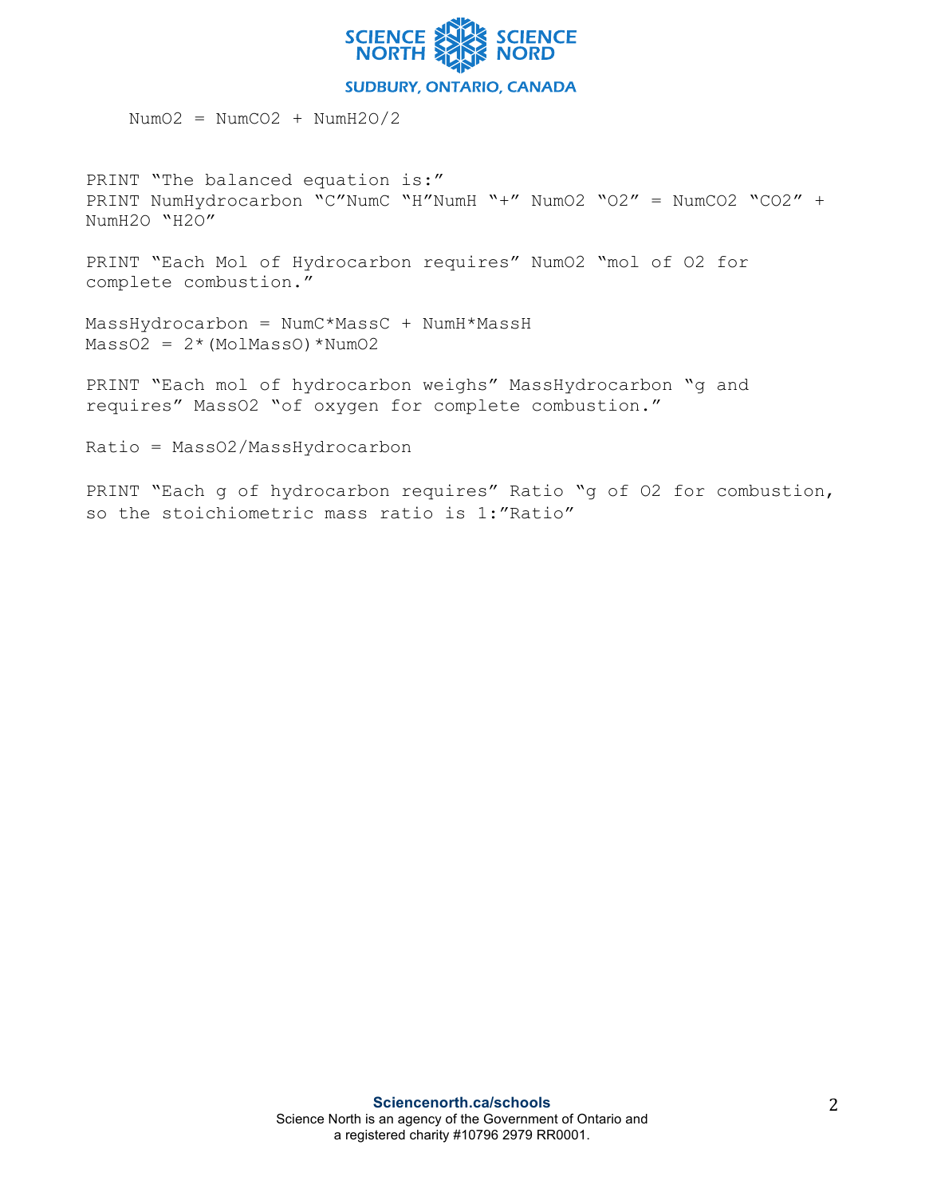```
    NumO2 = NumCO2 + NumH2O/2


PRINT "The balanced equation is:"
PRINT NumHydrocarbon "C"NumC "H"NumH "+" NumO2 "O2" = NumCO2 "CO2" +
NumH2O "H2O"

PRINT "Each Mol of Hydrocarbon requires" NumO2 "mol of O2 for
complete combustion."

MassHydrocarbon = NumC*MassC + NumH*MassH
MassO2 = 2*(MolMassO)*NumO2

PRINT "Each mol of hydrocarbon weighs" MassHydrocarbon "g and
requires" MassO2 "of oxygen for complete combustion."

Ratio = MassO2/MassHydrocarbon

PRINT "Each g of hydrocarbon requires" Ratio "g of O2 for combustion,
so the stoichiometric mass ratio is 1:"Ratio"
```

Sciencenorth.ca/schools
Science North is an agency of the Government of Ontario and a registered charity #10796 2979 RR0001.